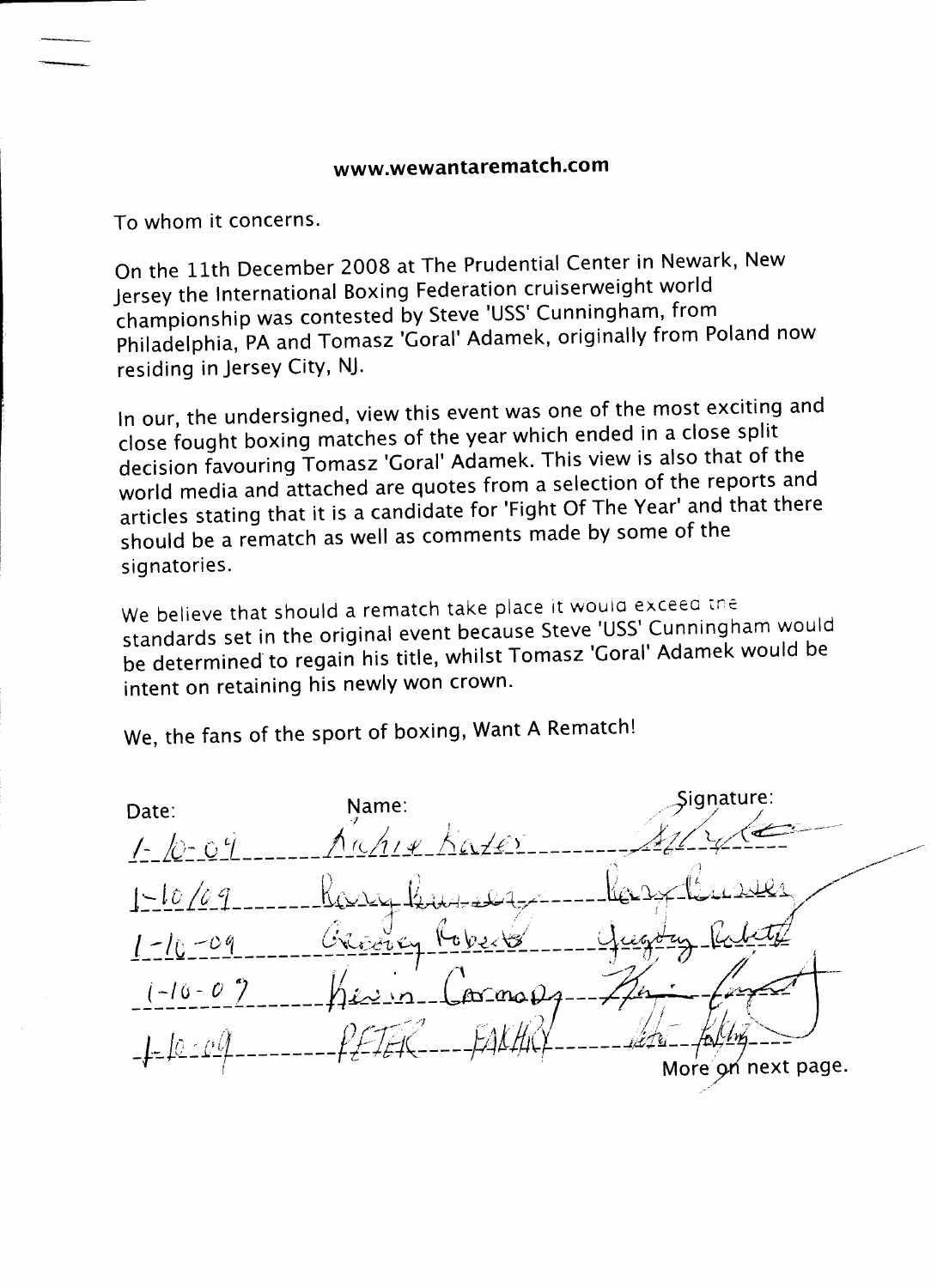www.wewantarematch.com

To whom it concerns.

On the 11th December 2008 at The Prudential Center in Newark, New Jersey the International Boxing Federation cruiserweight world championship was contested by Steve 'USS' Cunningham, from Philadelphia, PA and Tomasz 'Goral' Adamek, originally from Poland now residing in Jersey City, NJ.

In our, the undersigned, view this event was one of the most exciting and close fought boxing matches of the year which ended in a close split decision favouring Tomasz 'Goral' Adamek. This view is also that of the world media and attached are quotes from a selection of the reports and articles stating that it is a candidate for 'Fight Of The Year' and that there should be a rematch as well as comments made by some of the signatories.

We believe that should a rematch take place it would exceed the standards set in the original event because Steve 'USS' Cunningham would be determined to regain his title, whilst Tomasz 'Goral' Adamek would be intent on retaining his newly won crown.

We, the fans of the sport of boxing, Want A Rematch!

| Date: | Name: | Signature: |
|---|---|---|
| 1-10-09 | Richie Kates | [signature] |
| 1-10/09 | Barry Bunsey | [signature] |
| 1-10-09 | Gregory Roberts | [signature] |
| 1-10-09 | Kevin Carmody | [signature] |
| 1-10-09 | PETER FAKHRY | [signature] |

More on next page.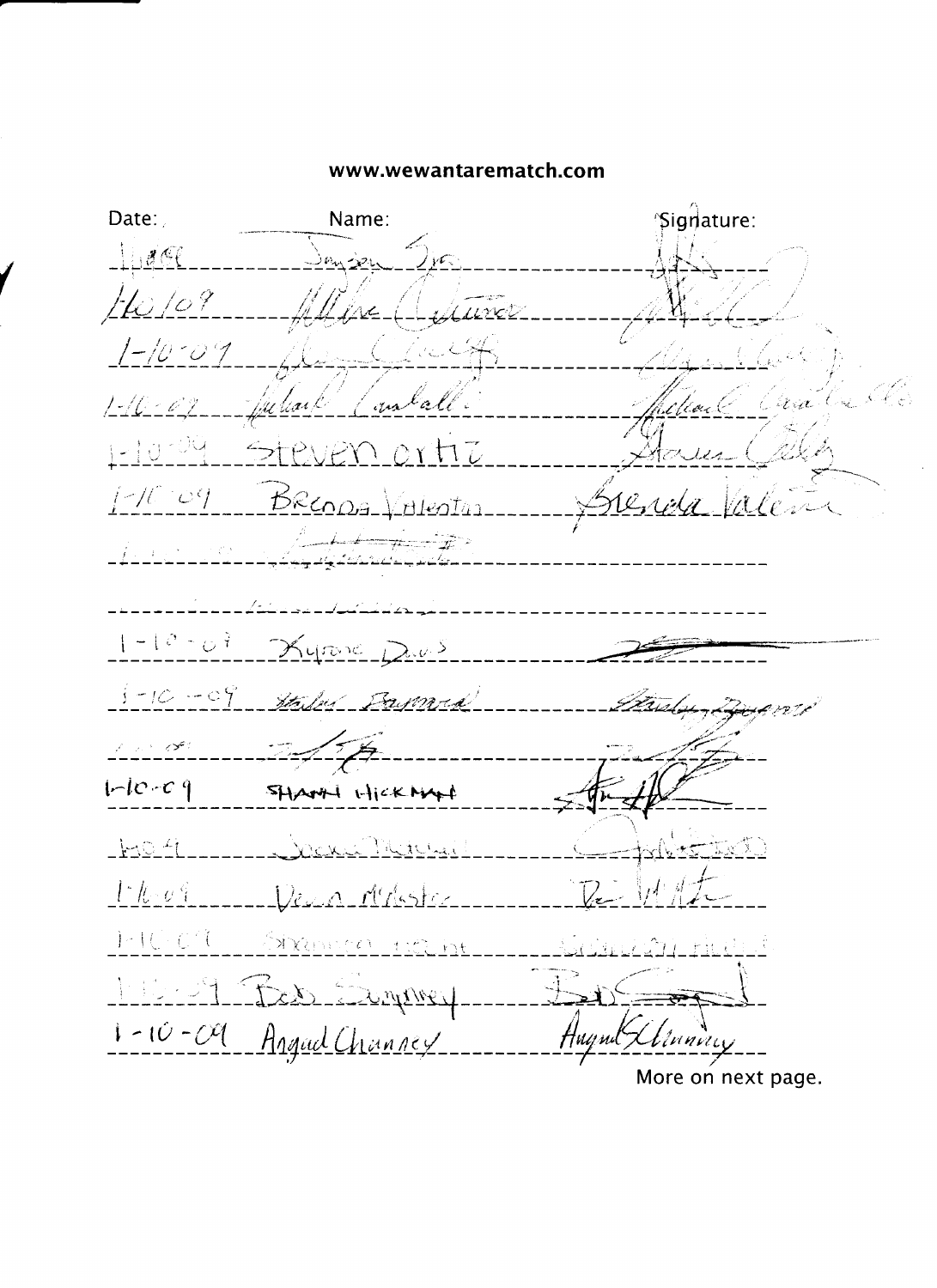**www.wewantarematch.com**

| Date: | Name: | Signature: |
|---|---|---|
| 1/10/09 | Jonson Jr. | |
| 1/10/09 | Allline Cutner | |
| 1-10-09 | | |
| 1-10-09 | Michael Cantall | Michael Cantallo |
| 1-10-09 | Steven Ortiz | Steven Ortiz |
| 1-10-09 | Brenda Valentin | Brenda Valentin |
| | | |
| | | |
| 1-10-09 | Kyrone Davis | |
| 1-10-09 | Stanley Baymond | Stanley Baymond |
| | | |
| 1-10-09 | SHAWN HICKMAN | |
| 1-10-09 | | |
| 1-10-09 | Dean McMaster | |
| 1-10-09 | Shannon Hunt | Shannon Hunt |
| 1-10-09 | Bob Sumney | |
| 1-10-09 | August Channey | August Channey |

More on next page.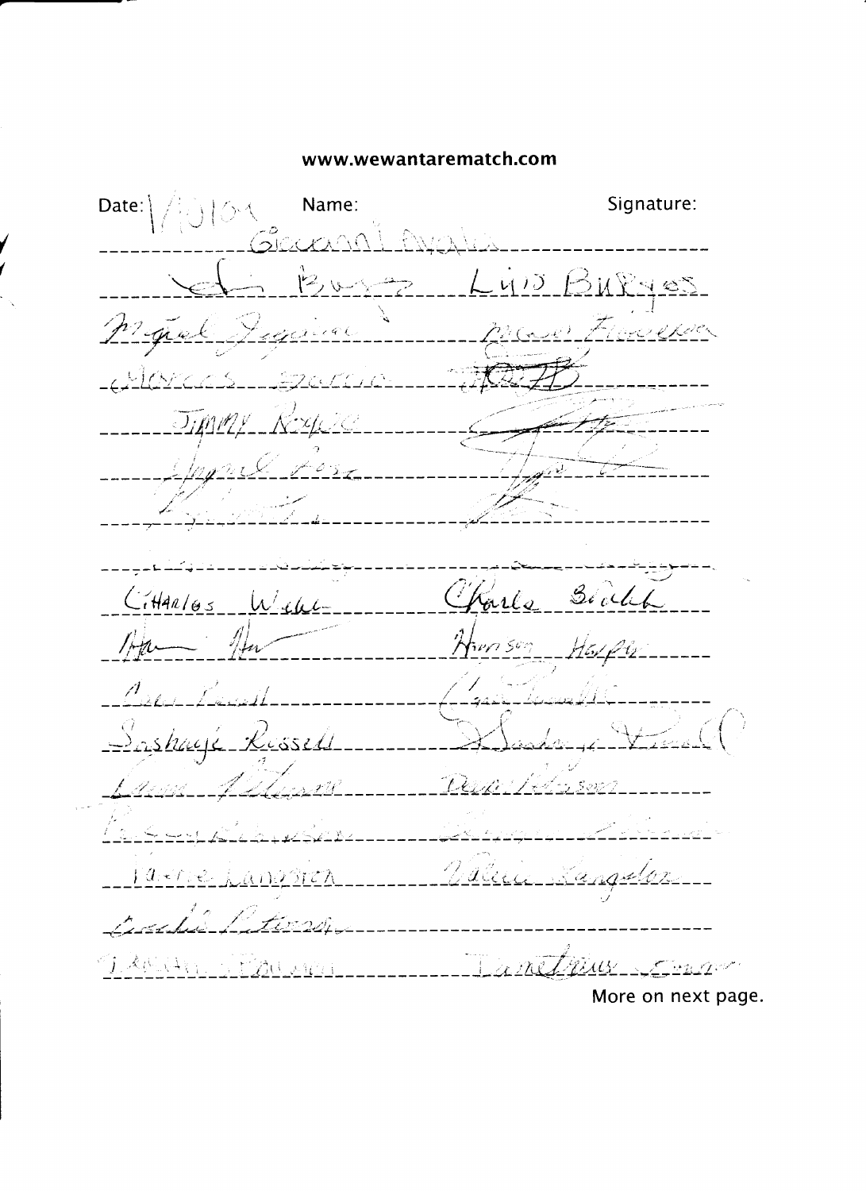www.wewantarematch.com

| Date: 1/10/04 | Name: | Signature: |
| --- | --- | --- |
| | Giovanni Avila | |
| | Luis Burgos | Luis Burgos |
| | Miguel Jaquine | Mario Francisco |
| | Marcos Garcia | |
| | Jimmy Noyce | |
| | Angel Rosa | |
| | | |
| | | |
| | CHARLES Webb | Charles Webb |
| | Han Han | Hanson Harper |
| | | |
| | Sashaye Russell | |
| | | Dean Nelson |
| | | |
| | Vanie Langdon | Valerie Langdon |
| | | |
| | | |

More on next page.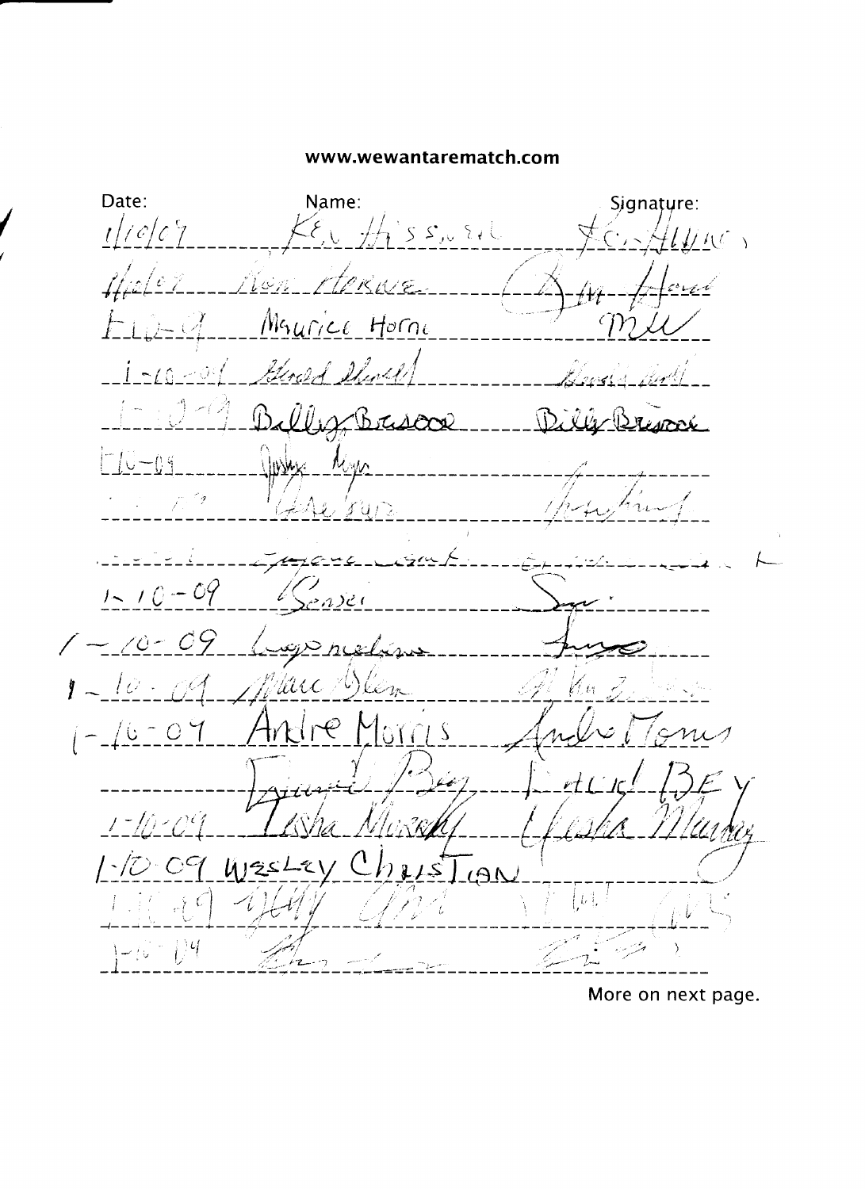www.wewantarematch.com

| Date: | Name: | Signature: |
|---|---|---|
| 1/10/09 | Ken Hissu... | Ken Hume |
| 1/10/09 | Ron Herne | Ron Herne |
| 1-10-09 | Maurice Horne | MH |
| 1-10-09 | Harold Lowell | Harold Lowell |
| 1-10-09 | Billy Briscoe | Billy Briscoe |
| 1-10-09 | Joshua Myer | |
| | | |
| | | |
| 1-10-09 | Sensei | |
| 1-10-09 | | |
| 1-10-09 | Marc Allen | |
| 1-10-09 | Andre Morris | Andre Morris |
| | | Lacie Bey |
| 1-10-09 | Tesha Murphy | Tesha Murphy |
| 1-10-09 | Wesley Christian | |
| 1-10-09 | | |
| 1-10-09 | | |

More on next page.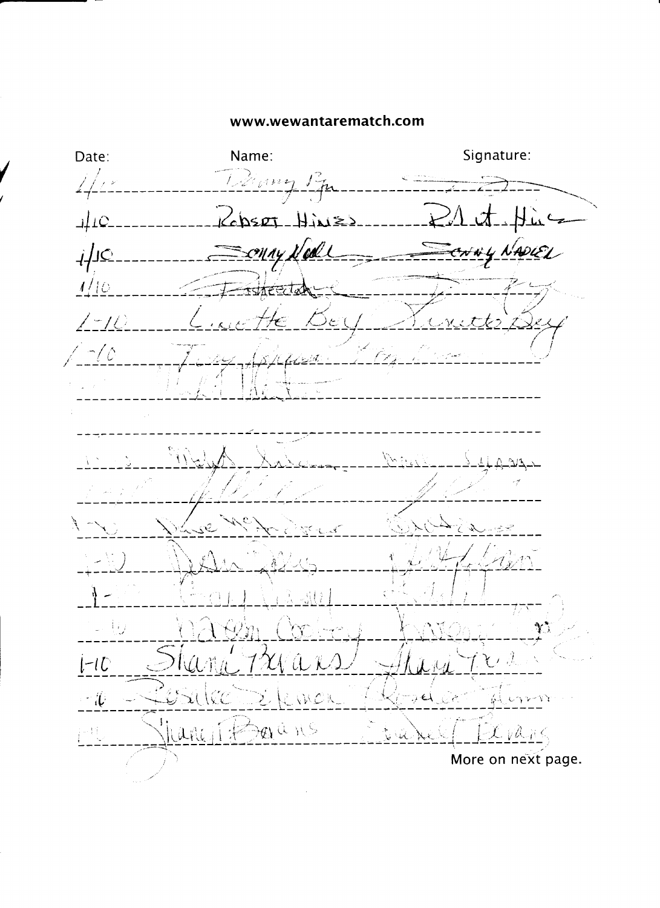www.wewantarematch.com

| Date: | Name: | Signature: |
| --- | --- | --- |
| 1/10 | Danny Pga | |
| 1/10 | Robert Hines | Robert Hines |
| 1/10 | Sonny Nadel | Sonny Nadel |
| 1/10 | Fisheetah | |
| 1-10 | Linette Bey | Linette Bey |
| 1-10 | Tony Pipman | Tony Pipman |
| | | |
| | | |
| | | |
| | | |
| 1-10 | Dave McAndrew | |
| 1-10 | | |
| 1- | | |
| 1-10 | | |
| 1-10 | Shane Evans | Shane Evans |
| 1-10 | Rosalee Sleman | |
| 1-10 | Shane T Evans | Shane T Evans |

More on next page.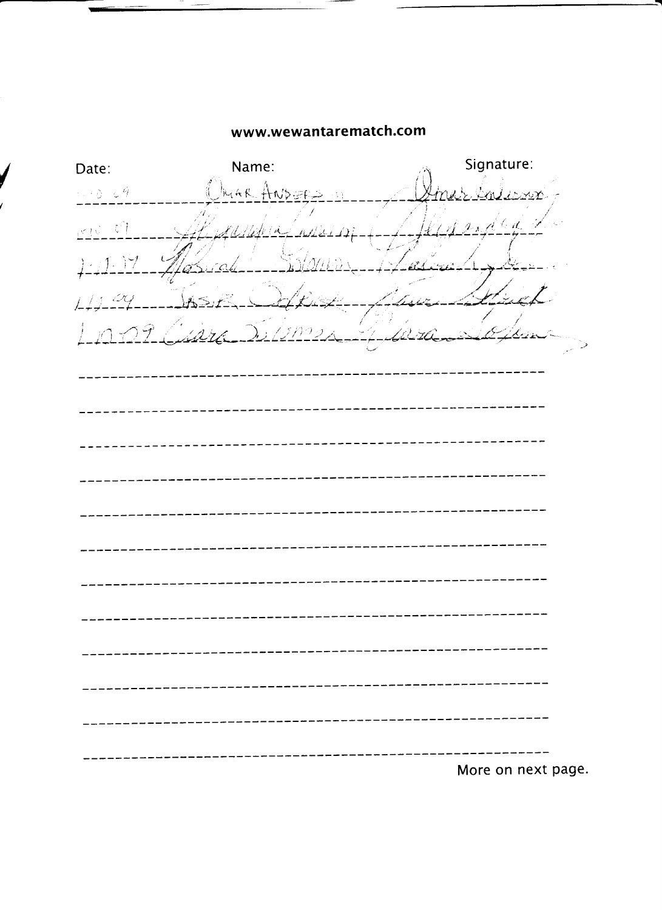www.wewantarematch.com

| Date: | Name: | Signature: |
| --- | --- | --- |
| 1-10-09 | OMAR ANDERSON | Omar Anderson |
| 1-10-09 | Alyandra Carrion | Alyandra C. |
| 1-11-09 | Nasirah Simon | Nasirah Simon |
| 1-11-09 | Jasir Scheck | Jasir Scheck |
| 1-10-09 | Ciara Simon | Ciara Simon |
| | | |
| | | |
| | | |
| | | |
| | | |
| | | |
| | | |
| | | |
| | | |
| | | |
| | | |
| | | |

More on next page.